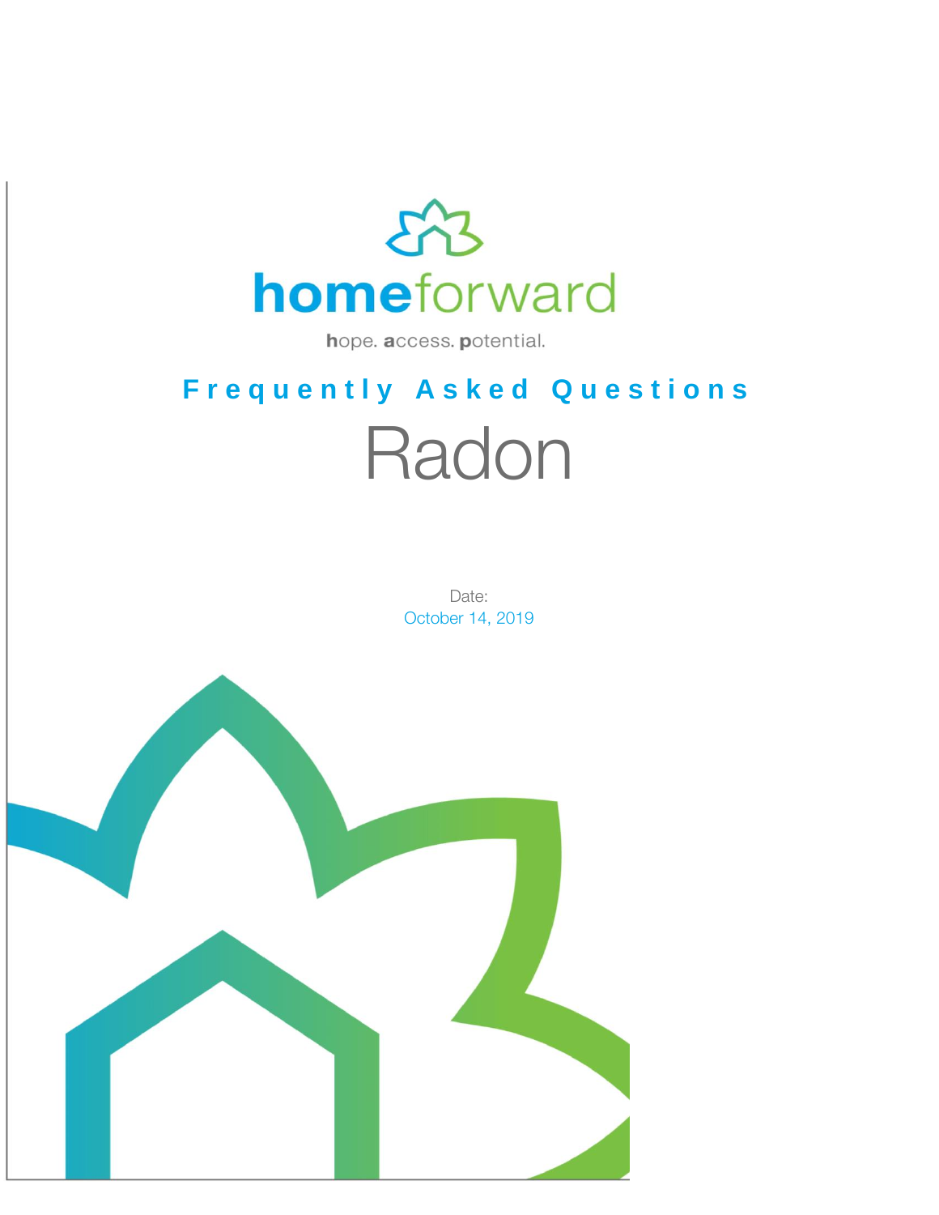homeforward

hope. access. potential.

## Frequently Asked Questions

# Radon

Date:
October 14, 2019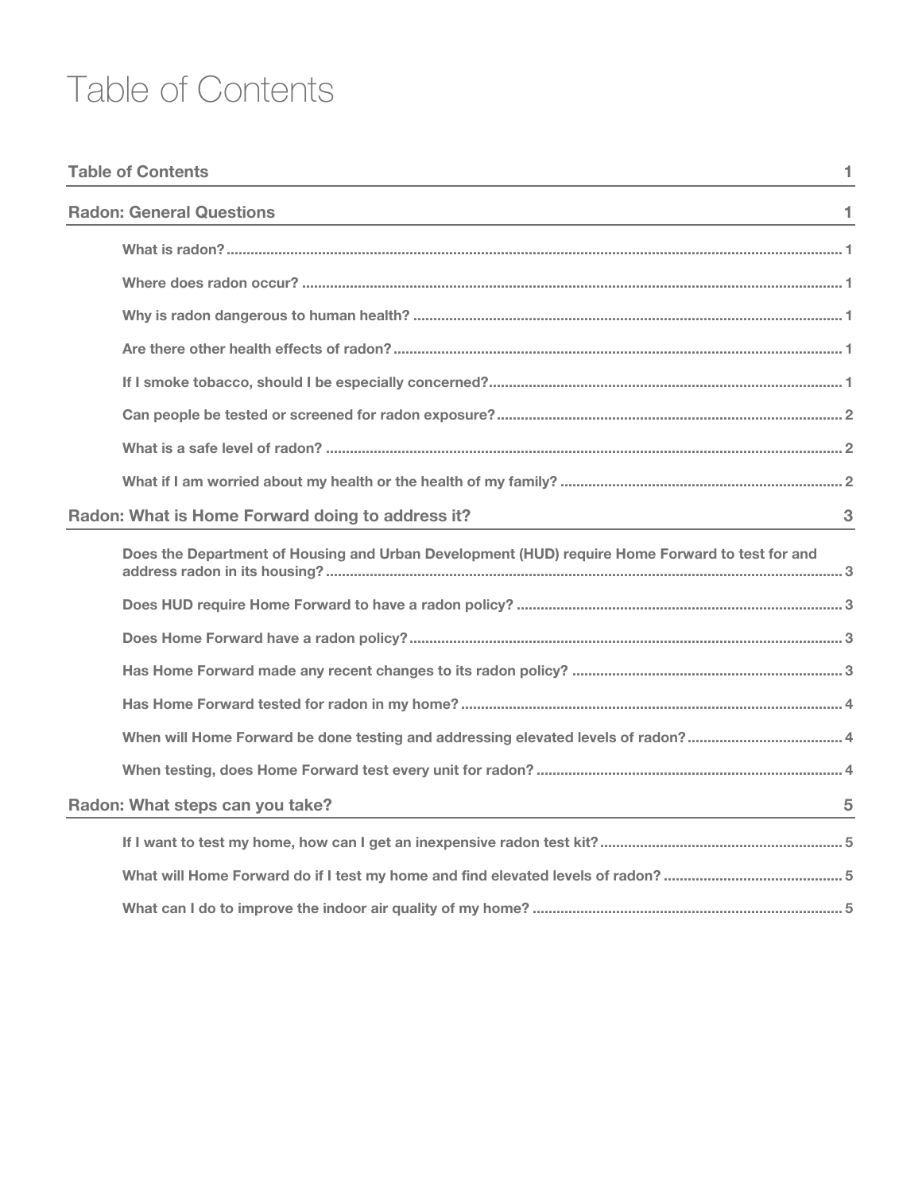# Table of Contents

| | |
|---|---|
| **Table of Contents** | 1 |
| **Radon: General Questions** | 1 |
| What is radon? | 1 |
| Where does radon occur? | 1 |
| Why is radon dangerous to human health? | 1 |
| Are there other health effects of radon? | 1 |
| If I smoke tobacco, should I be especially concerned? | 1 |
| Can people be tested or screened for radon exposure? | 2 |
| What is a safe level of radon? | 2 |
| What if I am worried about my health or the health of my family? | 2 |
| **Radon: What is Home Forward doing to address it?** | 3 |
| Does the Department of Housing and Urban Development (HUD) require Home Forward to test for and address radon in its housing? | 3 |
| Does HUD require Home Forward to have a radon policy? | 3 |
| Does Home Forward have a radon policy? | 3 |
| Has Home Forward made any recent changes to its radon policy? | 3 |
| Has Home Forward tested for radon in my home? | 4 |
| When will Home Forward be done testing and addressing elevated levels of radon? | 4 |
| When testing, does Home Forward test every unit for radon? | 4 |
| **Radon: What steps can you take?** | 5 |
| If I want to test my home, how can I get an inexpensive radon test kit? | 5 |
| What will Home Forward do if I test my home and find elevated levels of radon? | 5 |
| What can I do to improve the indoor air quality of my home? | 5 |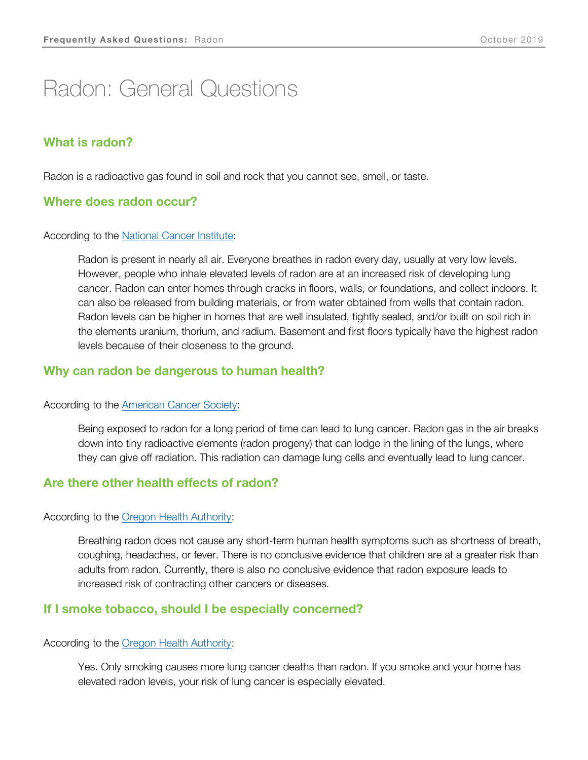# Radon: General Questions

## What is radon?

Radon is a radioactive gas found in soil and rock that you cannot see, smell, or taste.

## Where does radon occur?

According to the [National Cancer Institute](#):

> Radon is present in nearly all air. Everyone breathes in radon every day, usually at very low levels. However, people who inhale elevated levels of radon are at an increased risk of developing lung cancer. Radon can enter homes through cracks in floors, walls, or foundations, and collect indoors. It can also be released from building materials, or from water obtained from wells that contain radon. Radon levels can be higher in homes that are well insulated, tightly sealed, and/or built on soil rich in the elements uranium, thorium, and radium. Basement and first floors typically have the highest radon levels because of their closeness to the ground.

## Why can radon be dangerous to human health?

According to the [American Cancer Society](#):

> Being exposed to radon for a long period of time can lead to lung cancer. Radon gas in the air breaks down into tiny radioactive elements (radon progeny) that can lodge in the lining of the lungs, where they can give off radiation. This radiation can damage lung cells and eventually lead to lung cancer.

## Are there other health effects of radon?

According to the [Oregon Health Authority](#):

> Breathing radon does not cause any short-term human health symptoms such as shortness of breath, coughing, headaches, or fever. There is no conclusive evidence that children are at a greater risk than adults from radon. Currently, there is also no conclusive evidence that radon exposure leads to increased risk of contracting other cancers or diseases.

## If I smoke tobacco, should I be especially concerned?

According to the [Oregon Health Authority](#):

> Yes. Only smoking causes more lung cancer deaths than radon. If you smoke and your home has elevated radon levels, your risk of lung cancer is especially elevated.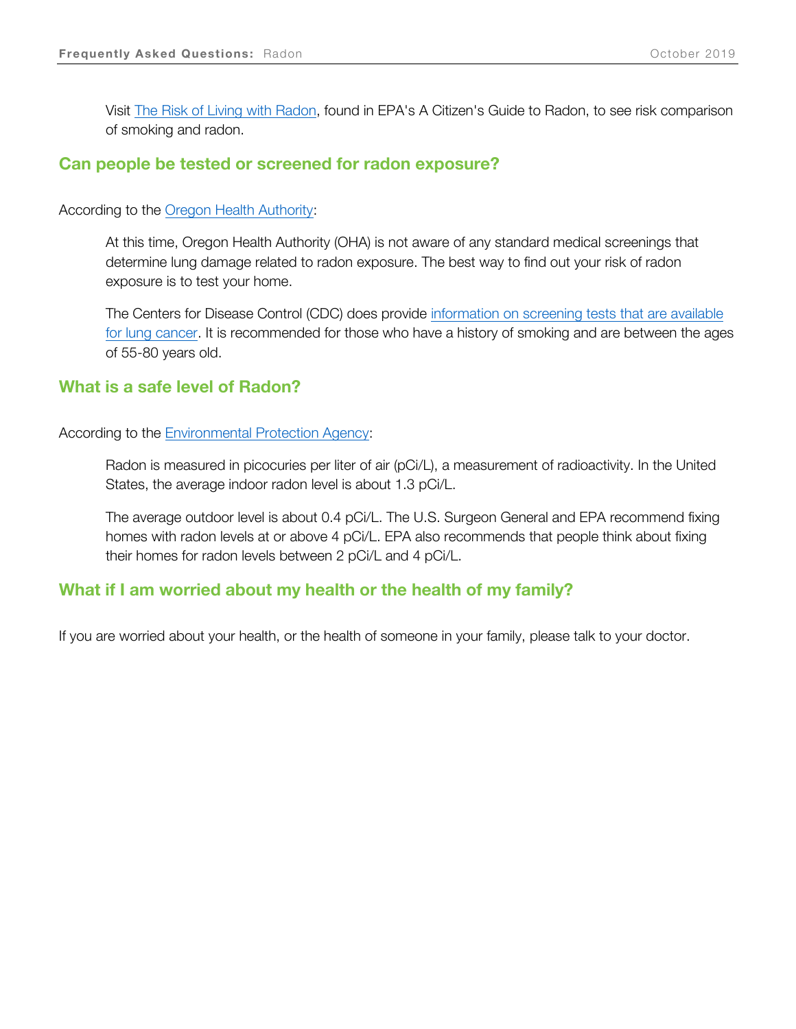> Visit [The Risk of Living with Radon](), found in EPA's A Citizen's Guide to Radon, to see risk comparison of smoking and radon.

## Can people be tested or screened for radon exposure?

According to the [Oregon Health Authority]():

> At this time, Oregon Health Authority (OHA) is not aware of any standard medical screenings that determine lung damage related to radon exposure. The best way to find out your risk of radon exposure is to test your home.
>
> The Centers for Disease Control (CDC) does provide [information on screening tests that are available for lung cancer](). It is recommended for those who have a history of smoking and are between the ages of 55-80 years old.

## What is a safe level of Radon?

According to the [Environmental Protection Agency]():

> Radon is measured in picocuries per liter of air (pCi/L), a measurement of radioactivity. In the United States, the average indoor radon level is about 1.3 pCi/L.
>
> The average outdoor level is about 0.4 pCi/L. The U.S. Surgeon General and EPA recommend fixing homes with radon levels at or above 4 pCi/L. EPA also recommends that people think about fixing their homes for radon levels between 2 pCi/L and 4 pCi/L.

## What if I am worried about my health or the health of my family?

If you are worried about your health, or the health of someone in your family, please talk to your doctor.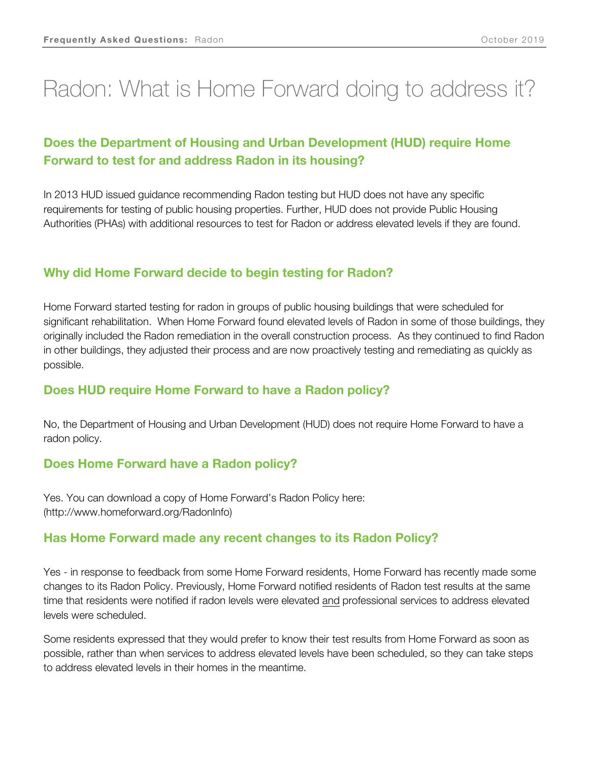# Radon: What is Home Forward doing to address it?

## Does the Department of Housing and Urban Development (HUD) require Home Forward to test for and address Radon in its housing?

In 2013 HUD issued guidance recommending Radon testing but HUD does not have any specific requirements for testing of public housing properties. Further, HUD does not provide Public Housing Authorities (PHAs) with additional resources to test for Radon or address elevated levels if they are found.

## Why did Home Forward decide to begin testing for Radon?

Home Forward started testing for radon in groups of public housing buildings that were scheduled for significant rehabilitation. When Home Forward found elevated levels of Radon in some of those buildings, they originally included the Radon remediation in the overall construction process. As they continued to find Radon in other buildings, they adjusted their process and are now proactively testing and remediating as quickly as possible.

## Does HUD require Home Forward to have a Radon policy?

No, the Department of Housing and Urban Development (HUD) does not require Home Forward to have a radon policy.

## Does Home Forward have a Radon policy?

Yes. You can download a copy of Home Forward's Radon Policy here: (http://www.homeforward.org/RadonInfo)

## Has Home Forward made any recent changes to its Radon Policy?

Yes - in response to feedback from some Home Forward residents, Home Forward has recently made some changes to its Radon Policy. Previously, Home Forward notified residents of Radon test results at the same time that residents were notified if radon levels were elevated and professional services to address elevated levels were scheduled.

Some residents expressed that they would prefer to know their test results from Home Forward as soon as possible, rather than when services to address elevated levels have been scheduled, so they can take steps to address elevated levels in their homes in the meantime.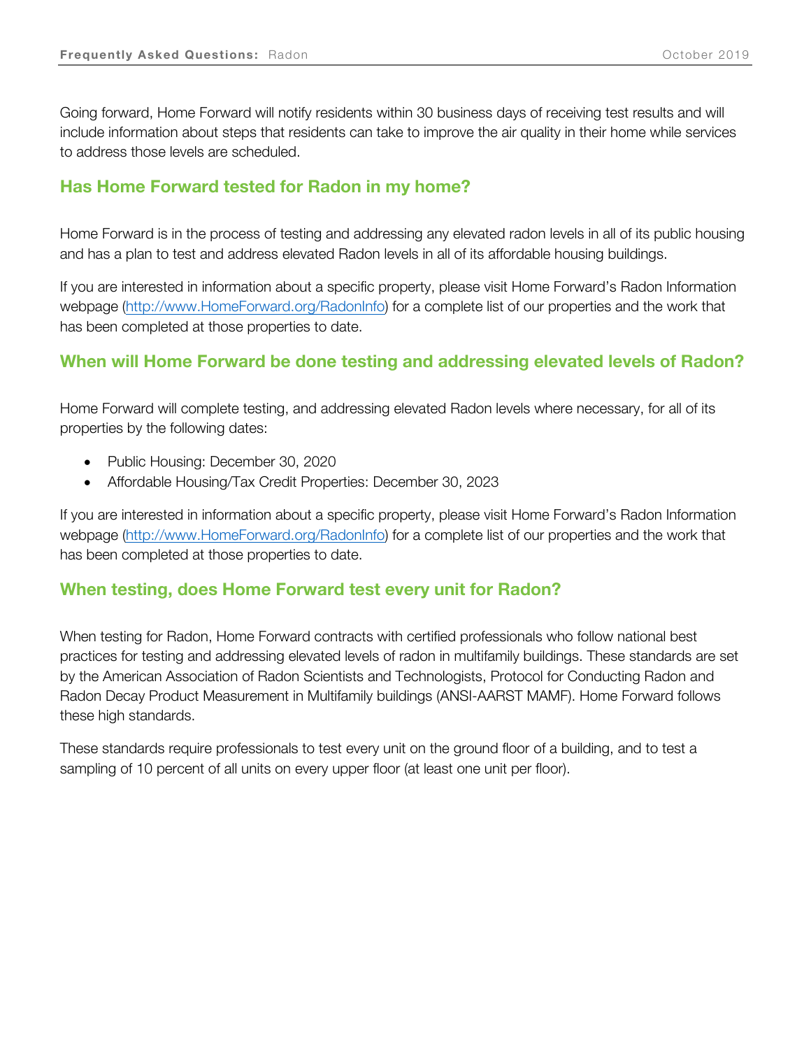Going forward, Home Forward will notify residents within 30 business days of receiving test results and will include information about steps that residents can take to improve the air quality in their home while services to address those levels are scheduled.

## Has Home Forward tested for Radon in my home?

Home Forward is in the process of testing and addressing any elevated radon levels in all of its public housing and has a plan to test and address elevated Radon levels in all of its affordable housing buildings.

If you are interested in information about a specific property, please visit Home Forward's Radon Information webpage (http://www.HomeForward.org/RadonInfo) for a complete list of our properties and the work that has been completed at those properties to date.

## When will Home Forward be done testing and addressing elevated levels of Radon?

Home Forward will complete testing, and addressing elevated Radon levels where necessary, for all of its properties by the following dates:

- Public Housing: December 30, 2020
- Affordable Housing/Tax Credit Properties: December 30, 2023

If you are interested in information about a specific property, please visit Home Forward's Radon Information webpage (http://www.HomeForward.org/RadonInfo) for a complete list of our properties and the work that has been completed at those properties to date.

## When testing, does Home Forward test every unit for Radon?

When testing for Radon, Home Forward contracts with certified professionals who follow national best practices for testing and addressing elevated levels of radon in multifamily buildings. These standards are set by the American Association of Radon Scientists and Technologists, Protocol for Conducting Radon and Radon Decay Product Measurement in Multifamily buildings (ANSI-AARST MAMF). Home Forward follows these high standards.

These standards require professionals to test every unit on the ground floor of a building, and to test a sampling of 10 percent of all units on every upper floor (at least one unit per floor).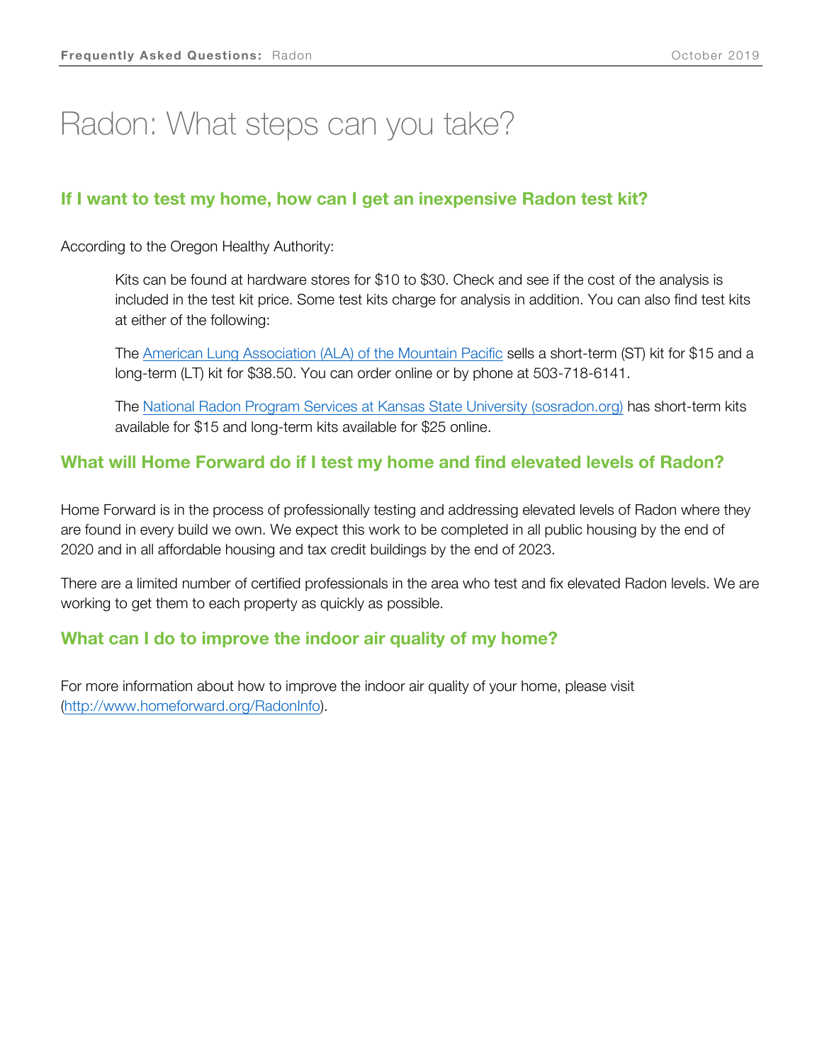# Radon: What steps can you take?

## If I want to test my home, how can I get an inexpensive Radon test kit?

According to the Oregon Healthy Authority:

> Kits can be found at hardware stores for $10 to $30. Check and see if the cost of the analysis is included in the test kit price. Some test kits charge for analysis in addition. You can also find test kits at either of the following:
>
> The American Lung Association (ALA) of the Mountain Pacific sells a short-term (ST) kit for $15 and a long-term (LT) kit for $38.50. You can order online or by phone at 503-718-6141.
>
> The National Radon Program Services at Kansas State University (sosradon.org) has short-term kits available for $15 and long-term kits available for $25 online.

## What will Home Forward do if I test my home and find elevated levels of Radon?

Home Forward is in the process of professionally testing and addressing elevated levels of Radon where they are found in every build we own. We expect this work to be completed in all public housing by the end of 2020 and in all affordable housing and tax credit buildings by the end of 2023.

There are a limited number of certified professionals in the area who test and fix elevated Radon levels. We are working to get them to each property as quickly as possible.

## What can I do to improve the indoor air quality of my home?

For more information about how to improve the indoor air quality of your home, please visit (http://www.homeforward.org/RadonInfo).